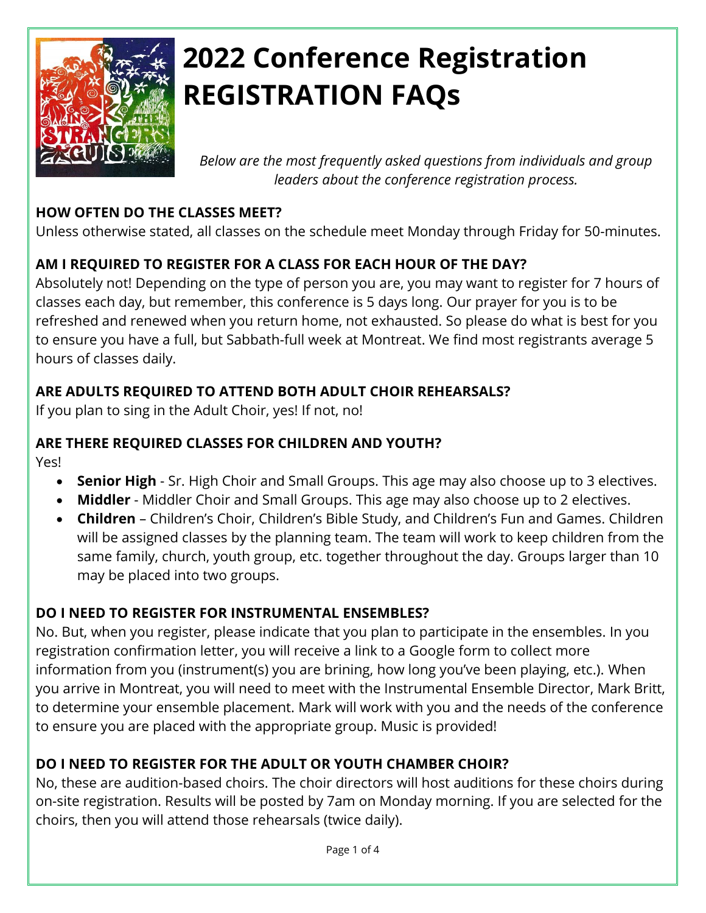# 2022 Conference Registration
# REGISTRATION FAQs

*Below are the most frequently asked questions from individuals and group leaders about the conference registration process.*

### HOW OFTEN DO THE CLASSES MEET?

Unless otherwise stated, all classes on the schedule meet Monday through Friday for 50-minutes.

### AM I REQUIRED TO REGISTER FOR A CLASS FOR EACH HOUR OF THE DAY?

Absolutely not! Depending on the type of person you are, you may want to register for 7 hours of classes each day, but remember, this conference is 5 days long. Our prayer for you is to be refreshed and renewed when you return home, not exhausted. So please do what is best for you to ensure you have a full, but Sabbath-full week at Montreat. We find most registrants average 5 hours of classes daily.

### ARE ADULTS REQUIRED TO ATTEND BOTH ADULT CHOIR REHEARSALS?

If you plan to sing in the Adult Choir, yes! If not, no!

### ARE THERE REQUIRED CLASSES FOR CHILDREN AND YOUTH?

Yes!

- **Senior High** - Sr. High Choir and Small Groups. This age may also choose up to 3 electives.
- **Middler** - Middler Choir and Small Groups. This age may also choose up to 2 electives.
- **Children** – Children's Choir, Children's Bible Study, and Children's Fun and Games. Children will be assigned classes by the planning team. The team will work to keep children from the same family, church, youth group, etc. together throughout the day. Groups larger than 10 may be placed into two groups.

### DO I NEED TO REGISTER FOR INSTRUMENTAL ENSEMBLES?

No. But, when you register, please indicate that you plan to participate in the ensembles. In you registration confirmation letter, you will receive a link to a Google form to collect more information from you (instrument(s) you are brining, how long you've been playing, etc.). When you arrive in Montreat, you will need to meet with the Instrumental Ensemble Director, Mark Britt, to determine your ensemble placement. Mark will work with you and the needs of the conference to ensure you are placed with the appropriate group. Music is provided!

### DO I NEED TO REGISTER FOR THE ADULT OR YOUTH CHAMBER CHOIR?

No, these are audition-based choirs. The choir directors will host auditions for these choirs during on-site registration. Results will be posted by 7am on Monday morning. If you are selected for the choirs, then you will attend those rehearsals (twice daily).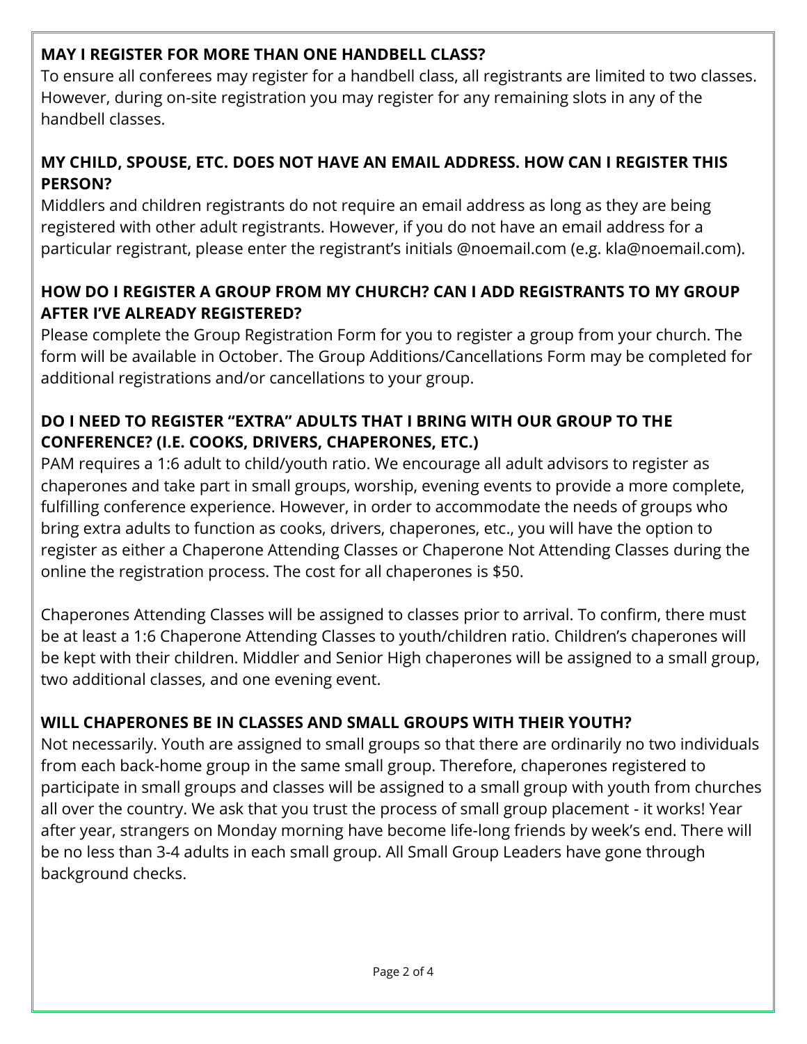**MAY I REGISTER FOR MORE THAN ONE HANDBELL CLASS?**

To ensure all conferees may register for a handbell class, all registrants are limited to two classes. However, during on-site registration you may register for any remaining slots in any of the handbell classes.

**MY CHILD, SPOUSE, ETC. DOES NOT HAVE AN EMAIL ADDRESS. HOW CAN I REGISTER THIS PERSON?**

Middlers and children registrants do not require an email address as long as they are being registered with other adult registrants. However, if you do not have an email address for a particular registrant, please enter the registrant's initials @noemail.com (e.g. kla@noemail.com).

**HOW DO I REGISTER A GROUP FROM MY CHURCH? CAN I ADD REGISTRANTS TO MY GROUP AFTER I'VE ALREADY REGISTERED?**

Please complete the Group Registration Form for you to register a group from your church. The form will be available in October. The Group Additions/Cancellations Form may be completed for additional registrations and/or cancellations to your group.

**DO I NEED TO REGISTER "EXTRA" ADULTS THAT I BRING WITH OUR GROUP TO THE CONFERENCE? (I.E. COOKS, DRIVERS, CHAPERONES, ETC.)**

PAM requires a 1:6 adult to child/youth ratio. We encourage all adult advisors to register as chaperones and take part in small groups, worship, evening events to provide a more complete, fulfilling conference experience. However, in order to accommodate the needs of groups who bring extra adults to function as cooks, drivers, chaperones, etc., you will have the option to register as either a Chaperone Attending Classes or Chaperone Not Attending Classes during the online the registration process. The cost for all chaperones is $50.

Chaperones Attending Classes will be assigned to classes prior to arrival. To confirm, there must be at least a 1:6 Chaperone Attending Classes to youth/children ratio. Children's chaperones will be kept with their children. Middler and Senior High chaperones will be assigned to a small group, two additional classes, and one evening event.

**WILL CHAPERONES BE IN CLASSES AND SMALL GROUPS WITH THEIR YOUTH?**

Not necessarily. Youth are assigned to small groups so that there are ordinarily no two individuals from each back-home group in the same small group. Therefore, chaperones registered to participate in small groups and classes will be assigned to a small group with youth from churches all over the country. We ask that you trust the process of small group placement - it works! Year after year, strangers on Monday morning have become life-long friends by week's end. There will be no less than 3-4 adults in each small group. All Small Group Leaders have gone through background checks.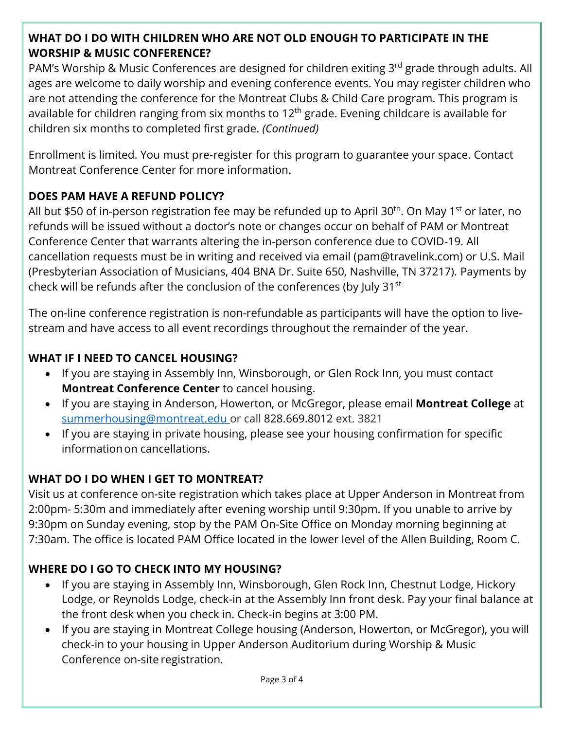## WHAT DO I DO WITH CHILDREN WHO ARE NOT OLD ENOUGH TO PARTICIPATE IN THE WORSHIP & MUSIC CONFERENCE?

PAM's Worship & Music Conferences are designed for children exiting 3rd grade through adults. All ages are welcome to daily worship and evening conference events. You may register children who are not attending the conference for the Montreat Clubs & Child Care program. This program is available for children ranging from six months to 12th grade. Evening childcare is available for children six months to completed first grade. *(Continued)*

Enrollment is limited. You must pre-register for this program to guarantee your space. Contact Montreat Conference Center for more information.

## DOES PAM HAVE A REFUND POLICY?

All but $50 of in-person registration fee may be refunded up to April 30th. On May 1st or later, no refunds will be issued without a doctor's note or changes occur on behalf of PAM or Montreat Conference Center that warrants altering the in-person conference due to COVID-19. All cancellation requests must be in writing and received via email (pam@travelink.com) or U.S. Mail (Presbyterian Association of Musicians, 404 BNA Dr. Suite 650, Nashville, TN 37217). Payments by check will be refunds after the conclusion of the conferences (by July 31st

The on-line conference registration is non-refundable as participants will have the option to live-stream and have access to all event recordings throughout the remainder of the year.

## WHAT IF I NEED TO CANCEL HOUSING?

- If you are staying in Assembly Inn, Winsborough, or Glen Rock Inn, you must contact **Montreat Conference Center** to cancel housing.
- If you are staying in Anderson, Howerton, or McGregor, please email **Montreat College** at summerhousing@montreat.edu or call 828.669.8012 ext. 3821
- If you are staying in private housing, please see your housing confirmation for specific information on cancellations.

## WHAT DO I DO WHEN I GET TO MONTREAT?

Visit us at conference on-site registration which takes place at Upper Anderson in Montreat from 2:00pm- 5:30m and immediately after evening worship until 9:30pm. If you unable to arrive by 9:30pm on Sunday evening, stop by the PAM On-Site Office on Monday morning beginning at 7:30am. The office is located PAM Office located in the lower level of the Allen Building, Room C.

## WHERE DO I GO TO CHECK INTO MY HOUSING?

- If you are staying in Assembly Inn, Winsborough, Glen Rock Inn, Chestnut Lodge, Hickory Lodge, or Reynolds Lodge, check-in at the Assembly Inn front desk. Pay your final balance at the front desk when you check in. Check-in begins at 3:00 PM.
- If you are staying in Montreat College housing (Anderson, Howerton, or McGregor), you will check-in to your housing in Upper Anderson Auditorium during Worship & Music Conference on-site registration.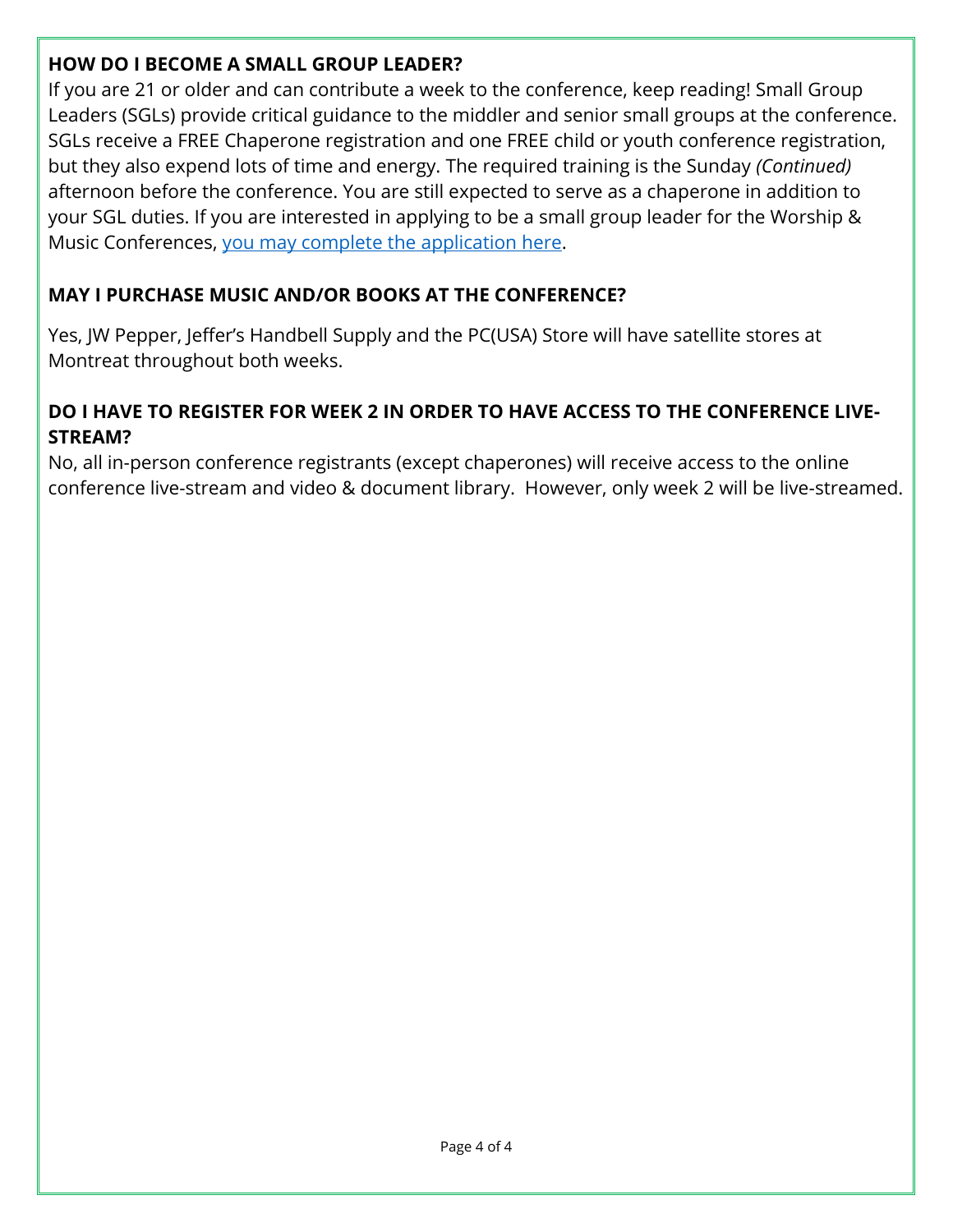**HOW DO I BECOME A SMALL GROUP LEADER?**

If you are 21 or older and can contribute a week to the conference, keep reading! Small Group Leaders (SGLs) provide critical guidance to the middler and senior small groups at the conference. SGLs receive a FREE Chaperone registration and one FREE child or youth conference registration, but they also expend lots of time and energy. The required training is the Sunday *(Continued)* afternoon before the conference. You are still expected to serve as a chaperone in addition to your SGL duties. If you are interested in applying to be a small group leader for the Worship & Music Conferences, you may complete the application here.

**MAY I PURCHASE MUSIC AND/OR BOOKS AT THE CONFERENCE?**

Yes, JW Pepper, Jeffer's Handbell Supply and the PC(USA) Store will have satellite stores at Montreat throughout both weeks.

**DO I HAVE TO REGISTER FOR WEEK 2 IN ORDER TO HAVE ACCESS TO THE CONFERENCE LIVE-STREAM?**

No, all in-person conference registrants (except chaperones) will receive access to the online conference live-stream and video & document library. However, only week 2 will be live-streamed.